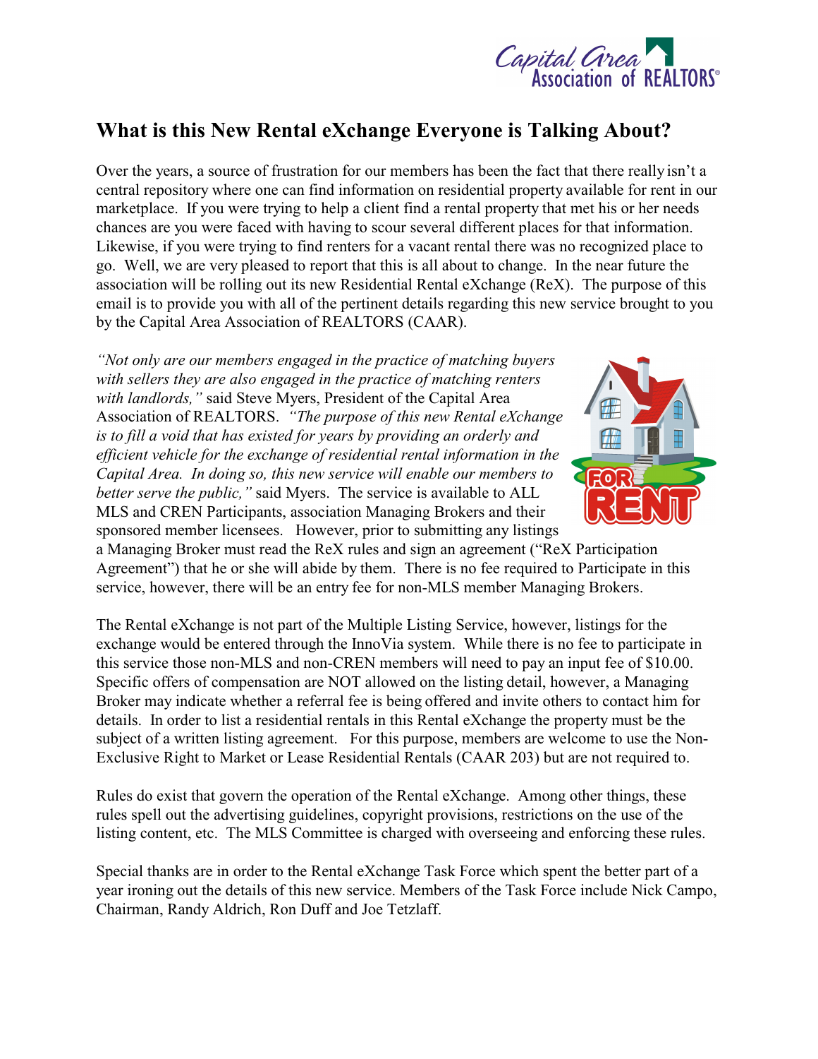# What is this New Rental eXchange Everyone is Talking About?

Over the years, a source of frustration for our members has been the fact that there really isn't a central repository where one can find information on residential property available for rent in our marketplace. If you were trying to help a client find a rental property that met his or her needs chances are you were faced with having to scour several different places for that information. Likewise, if you were trying to find renters for a vacant rental there was no recognized place to go. Well, we are very pleased to report that this is all about to change. In the near future the association will be rolling out its new Residential Rental eXchange (ReX). The purpose of this email is to provide you with all of the pertinent details regarding this new service brought to you by the Capital Area Association of REALTORS (CAAR).

*"Not only are our members engaged in the practice of matching buyers with sellers they are also engaged in the practice of matching renters with landlords,"* said Steve Myers, President of the Capital Area Association of REALTORS. *"The purpose of this new Rental eXchange is to fill a void that has existed for years by providing an orderly and efficient vehicle for the exchange of residential rental information in the Capital Area. In doing so, this new service will enable our members to better serve the public,"* said Myers. The service is available to ALL MLS and CREN Participants, association Managing Brokers and their sponsored member licensees. However, prior to submitting any listings a Managing Broker must read the ReX rules and sign an agreement ("ReX Participation Agreement") that he or she will abide by them. There is no fee required to Participate in this service, however, there will be an entry fee for non-MLS member Managing Brokers.

The Rental eXchange is not part of the Multiple Listing Service, however, listings for the exchange would be entered through the InnoVia system. While there is no fee to participate in this service those non-MLS and non-CREN members will need to pay an input fee of $10.00. Specific offers of compensation are NOT allowed on the listing detail, however, a Managing Broker may indicate whether a referral fee is being offered and invite others to contact him for details. In order to list a residential rentals in this Rental eXchange the property must be the subject of a written listing agreement. For this purpose, members are welcome to use the Non-Exclusive Right to Market or Lease Residential Rentals (CAAR 203) but are not required to.

Rules do exist that govern the operation of the Rental eXchange. Among other things, these rules spell out the advertising guidelines, copyright provisions, restrictions on the use of the listing content, etc. The MLS Committee is charged with overseeing and enforcing these rules.

Special thanks are in order to the Rental eXchange Task Force which spent the better part of a year ironing out the details of this new service. Members of the Task Force include Nick Campo, Chairman, Randy Aldrich, Ron Duff and Joe Tetzlaff.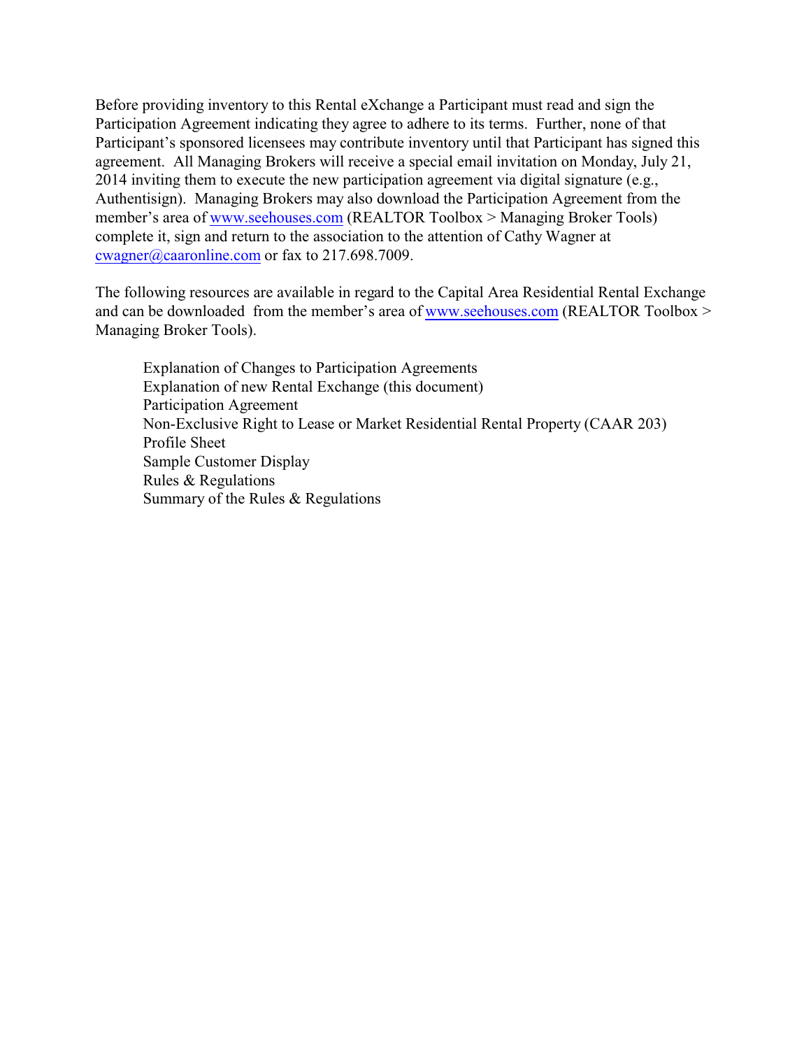Before providing inventory to this Rental eXchange a Participant must read and sign the Participation Agreement indicating they agree to adhere to its terms. Further, none of that Participant's sponsored licensees may contribute inventory until that Participant has signed this agreement. All Managing Brokers will receive a special email invitation on Monday, July 21, 2014 inviting them to execute the new participation agreement via digital signature (e.g., Authentisign). Managing Brokers may also download the Participation Agreement from the member's area of www.seehouses.com (REALTOR Toolbox > Managing Broker Tools) complete it, sign and return to the association to the attention of Cathy Wagner at cwagner@caaronline.com or fax to 217.698.7009.

The following resources are available in regard to the Capital Area Residential Rental Exchange and can be downloaded from the member's area of www.seehouses.com (REALTOR Toolbox > Managing Broker Tools).

- Explanation of Changes to Participation Agreements
- Explanation of new Rental Exchange (this document)
- Participation Agreement
- Non-Exclusive Right to Lease or Market Residential Rental Property (CAAR 203)
- Profile Sheet
- Sample Customer Display
- Rules & Regulations
- Summary of the Rules & Regulations